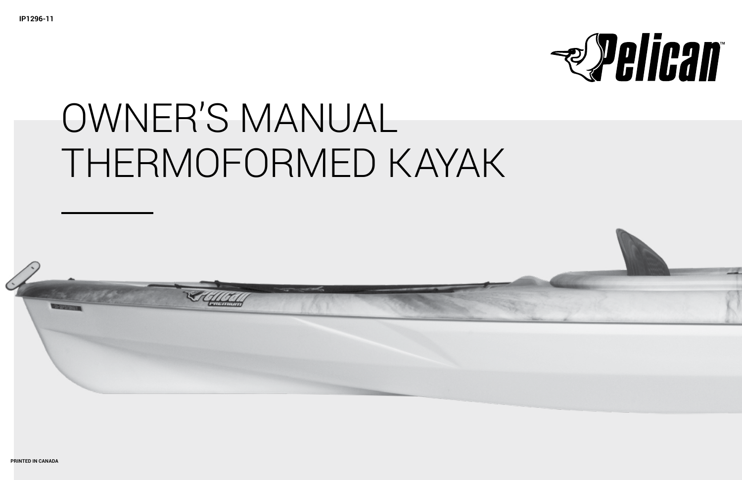IP1296-11

Pelican™

# OWNER'S MANUAL THERMOFORMED KAYAK

PRINTED IN CANADA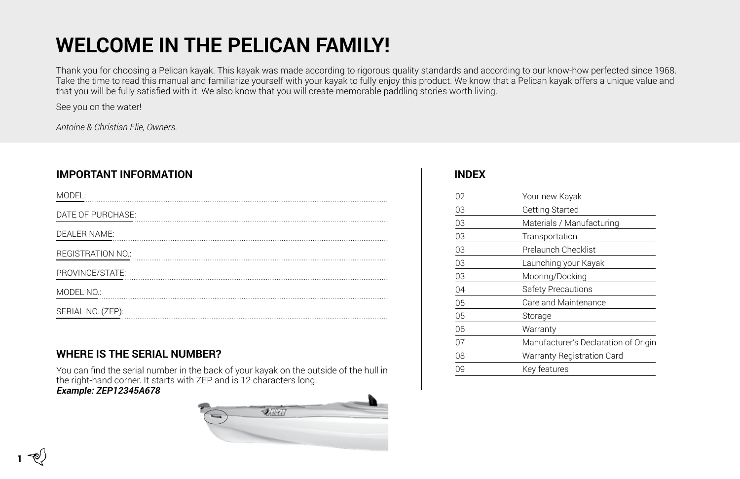# WELCOME IN THE PELICAN FAMILY!

Thank you for choosing a Pelican kayak. This kayak was made according to rigorous quality standards and according to our know-how perfected since 1968. Take the time to read this manual and familiarize yourself with your kayak to fully enjoy this product. We know that a Pelican kayak offers a unique value and that you will be fully satisfied with it. We also know that you will create memorable paddling stories worth living.

See you on the water!

*Antoine & Christian Elie, Owners.*

## IMPORTANT INFORMATION

MODEL: ..................................................

DATE OF PURCHASE: ..................................................

DEALER NAME: ..................................................

REGISTRATION NO.: ..................................................

PROVINCE/STATE: ..................................................

MODEL NO.: ..................................................

SERIAL NO. (ZEP): ..................................................

## WHERE IS THE SERIAL NUMBER?

You can find the serial number in the back of your kayak on the outside of the hull in the right-hand corner. It starts with ZEP and is 12 characters long.
***Example: ZEP12345A678***

## INDEX

| | |
|---|---|
| 02 | Your new Kayak |
| 03 | Getting Started |
| 03 | Materials / Manufacturing |
| 03 | Transportation |
| 03 | Prelaunch Checklist |
| 03 | Launching your Kayak |
| 03 | Mooring/Docking |
| 04 | Safety Precautions |
| 05 | Care and Maintenance |
| 05 | Storage |
| 06 | Warranty |
| 07 | Manufacturer's Declaration of Origin |
| 08 | Warranty Registration Card |
| 09 | Key features |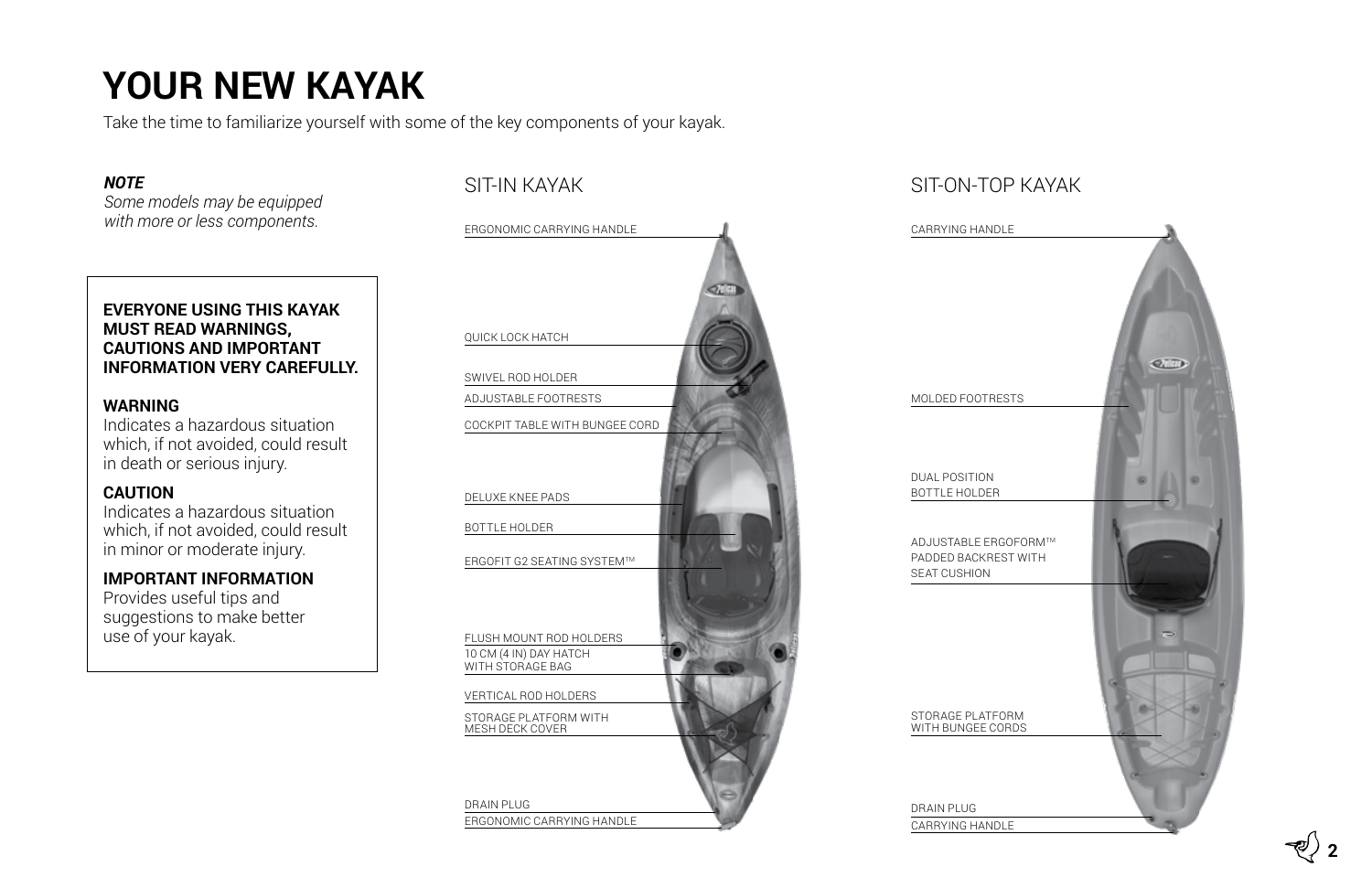# YOUR NEW KAYAK

Take the time to familiarize yourself with some of the key components of your kayak.

***NOTE***
*Some models may be equipped with more or less components.*

**EVERYONE USING THIS KAYAK MUST READ WARNINGS, CAUTIONS AND IMPORTANT INFORMATION VERY CAREFULLY.**

**WARNING**
Indicates a hazardous situation which, if not avoided, could result in death or serious injury.

**CAUTION**
Indicates a hazardous situation which, if not avoided, could result in minor or moderate injury.

**IMPORTANT INFORMATION**
Provides useful tips and suggestions to make better use of your kayak.

## SIT-IN KAYAK

- ERGONOMIC CARRYING HANDLE
- QUICK LOCK HATCH
- SWIVEL ROD HOLDER
- ADJUSTABLE FOOTRESTS
- COCKPIT TABLE WITH BUNGEE CORD
- DELUXE KNEE PADS
- BOTTLE HOLDER
- ERGOFIT G2 SEATING SYSTEM™
- FLUSH MOUNT ROD HOLDERS
- 10 CM (4 IN) DAY HATCH WITH STORAGE BAG
- VERTICAL ROD HOLDERS
- STORAGE PLATFORM WITH MESH DECK COVER
- DRAIN PLUG
- ERGONOMIC CARRYING HANDLE

## SIT-ON-TOP KAYAK

- CARRYING HANDLE
- MOLDED FOOTRESTS
- DUAL POSITION BOTTLE HOLDER
- ADJUSTABLE ERGOFORM™ PADDED BACKREST WITH SEAT CUSHION
- STORAGE PLATFORM WITH BUNGEE CORDS
- DRAIN PLUG
- CARRYING HANDLE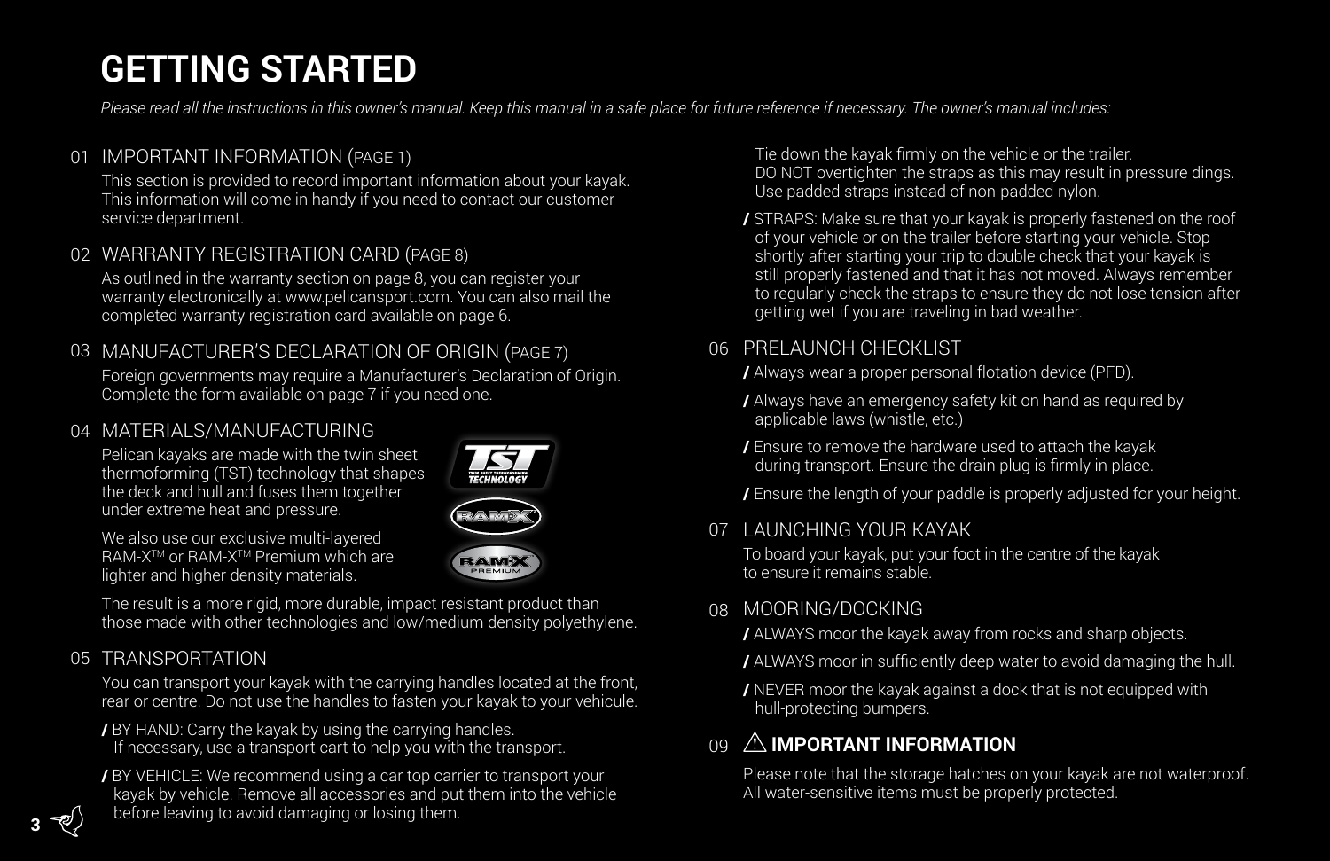# GETTING STARTED

*Please read all the instructions in this owner's manual. Keep this manual in a safe place for future reference if necessary. The owner's manual includes:*

## 01 IMPORTANT INFORMATION (PAGE 1)

This section is provided to record important information about your kayak. This information will come in handy if you need to contact our customer service department.

## 02 WARRANTY REGISTRATION CARD (PAGE 8)

As outlined in the warranty section on page 8, you can register your warranty electronically at www.pelicansport.com. You can also mail the completed warranty registration card available on page 6.

## 03 MANUFACTURER'S DECLARATION OF ORIGIN (PAGE 7)

Foreign governments may require a Manufacturer's Declaration of Origin. Complete the form available on page 7 if you need one.

## 04 MATERIALS/MANUFACTURING

Pelican kayaks are made with the twin sheet thermoforming (TST) technology that shapes the deck and hull and fuses them together under extreme heat and pressure.

We also use our exclusive multi-layered RAM-X™ or RAM-X™ Premium which are lighter and higher density materials.

The result is a more rigid, more durable, impact resistant product than those made with other technologies and low/medium density polyethylene.

## 05 TRANSPORTATION

You can transport your kayak with the carrying handles located at the front, rear or centre. Do not use the handles to fasten your kayak to your vehicule.

/ BY HAND: Carry the kayak by using the carrying handles. If necessary, use a transport cart to help you with the transport.

/ BY VEHICLE: We recommend using a car top carrier to transport your kayak by vehicle. Remove all accessories and put them into the vehicle before leaving to avoid damaging or losing them.

Tie down the kayak firmly on the vehicle or the trailer. DO NOT overtighten the straps as this may result in pressure dings. Use padded straps instead of non-padded nylon.

/ STRAPS: Make sure that your kayak is properly fastened on the roof of your vehicle or on the trailer before starting your vehicle. Stop shortly after starting your trip to double check that your kayak is still properly fastened and that it has not moved. Always remember to regularly check the straps to ensure they do not lose tension after getting wet if you are traveling in bad weather.

## 06 PRELAUNCH CHECKLIST

/ Always wear a proper personal flotation device (PFD).

/ Always have an emergency safety kit on hand as required by applicable laws (whistle, etc.)

/ Ensure to remove the hardware used to attach the kayak during transport. Ensure the drain plug is firmly in place.

/ Ensure the length of your paddle is properly adjusted for your height.

## 07 LAUNCHING YOUR KAYAK

To board your kayak, put your foot in the centre of the kayak to ensure it remains stable.

## 08 MOORING/DOCKING

/ ALWAYS moor the kayak away from rocks and sharp objects.

/ ALWAYS moor in sufficiently deep water to avoid damaging the hull.

/ NEVER moor the kayak against a dock that is not equipped with hull-protecting bumpers.

## 09 ⚠ **IMPORTANT INFORMATION**

Please note that the storage hatches on your kayak are not waterproof. All water-sensitive items must be properly protected.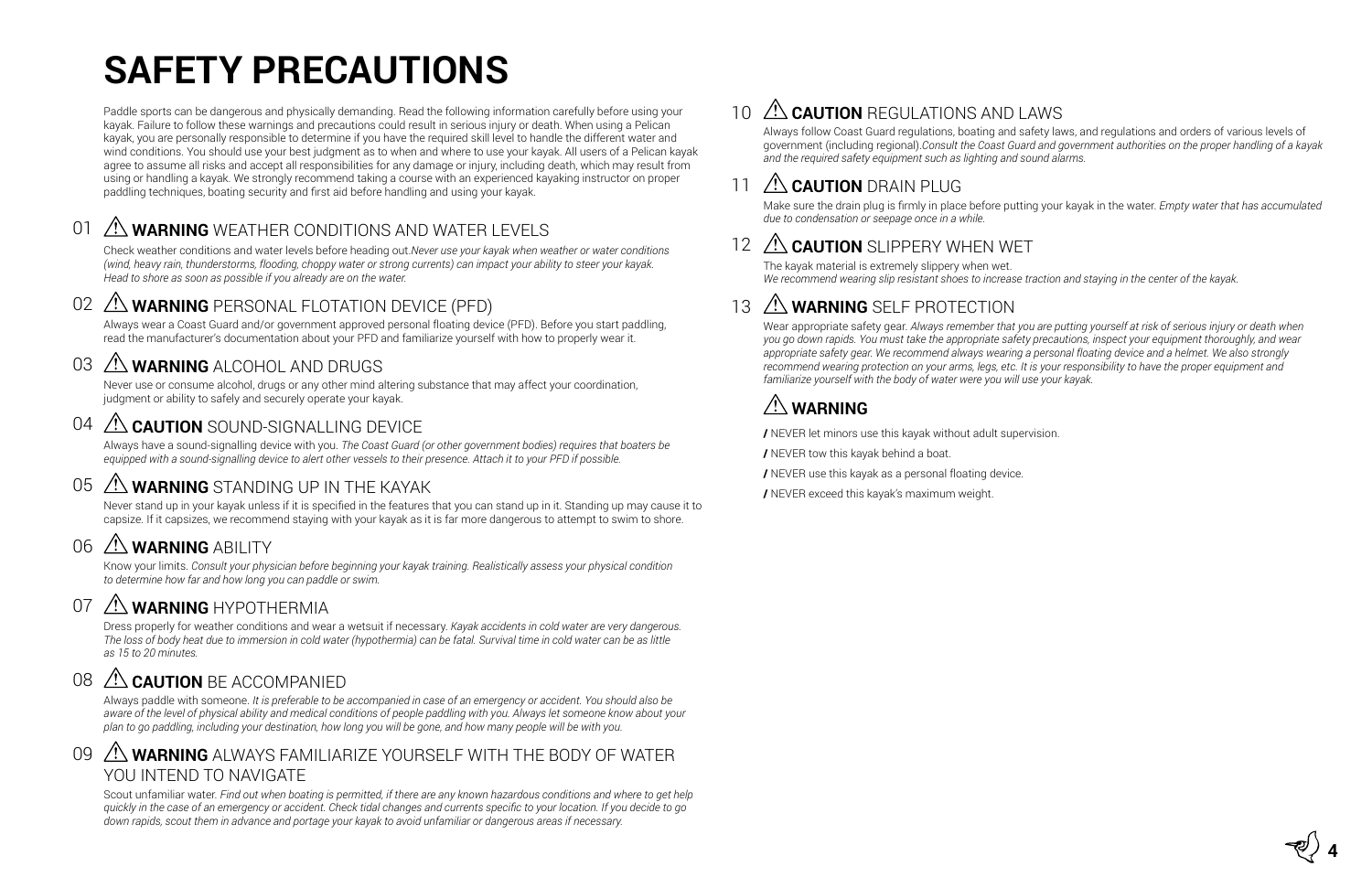# SAFETY PRECAUTIONS

Paddle sports can be dangerous and physically demanding. Read the following information carefully before using your kayak. Failure to follow these warnings and precautions could result in serious injury or death. When using a Pelican kayak, you are personally responsible to determine if you have the required skill level to handle the different water and wind conditions. You should use your best judgment as to when and where to use your kayak. All users of a Pelican kayak agree to assume all risks and accept all responsibilities for any damage or injury, including death, which may result from using or handling a kayak. We strongly recommend taking a course with an experienced kayaking instructor on proper paddling techniques, boating security and first aid before handling and using your kayak.

## 01 ⚠ **WARNING** WEATHER CONDITIONS AND WATER LEVELS

Check weather conditions and water levels before heading out.*Never use your kayak when weather or water conditions (wind, heavy rain, thunderstorms, flooding, choppy water or strong currents) can impact your ability to steer your kayak. Head to shore as soon as possible if you already are on the water.*

## 02 ⚠ **WARNING** PERSONAL FLOTATION DEVICE (PFD)

Always wear a Coast Guard and/or government approved personal floating device (PFD). Before you start paddling, read the manufacturer's documentation about your PFD and familiarize yourself with how to properly wear it.

## 03 ⚠ **WARNING** ALCOHOL AND DRUGS

Never use or consume alcohol, drugs or any other mind altering substance that may affect your coordination, judgment or ability to safely and securely operate your kayak.

## 04 ⚠ **CAUTION** SOUND-SIGNALLING DEVICE

Always have a sound-signalling device with you. *The Coast Guard (or other government bodies) requires that boaters be equipped with a sound-signalling device to alert other vessels to their presence. Attach it to your PFD if possible.*

## 05 ⚠ **WARNING** STANDING UP IN THE KAYAK

Never stand up in your kayak unless if it is specified in the features that you can stand up in it. Standing up may cause it to capsize. If it capsizes, we recommend staying with your kayak as it is far more dangerous to attempt to swim to shore.

## 06 ⚠ **WARNING** ABILITY

Know your limits. *Consult your physician before beginning your kayak training. Realistically assess your physical condition to determine how far and how long you can paddle or swim.*

## 07 ⚠ **WARNING** HYPOTHERMIA

Dress properly for weather conditions and wear a wetsuit if necessary. *Kayak accidents in cold water are very dangerous. The loss of body heat due to immersion in cold water (hypothermia) can be fatal. Survival time in cold water can be as little as 15 to 20 minutes.*

## 08 ⚠ **CAUTION** BE ACCOMPANIED

Always paddle with someone. *It is preferable to be accompanied in case of an emergency or accident. You should also be aware of the level of physical ability and medical conditions of people paddling with you. Always let someone know about your plan to go paddling, including your destination, how long you will be gone, and how many people will be with you.*

## 09 ⚠ **WARNING** ALWAYS FAMILIARIZE YOURSELF WITH THE BODY OF WATER YOU INTEND TO NAVIGATE

Scout unfamiliar water. *Find out when boating is permitted, if there are any known hazardous conditions and where to get help quickly in the case of an emergency or accident. Check tidal changes and currents specific to your location. If you decide to go down rapids, scout them in advance and portage your kayak to avoid unfamiliar or dangerous areas if necessary.*

## 10 ⚠ **CAUTION** REGULATIONS AND LAWS

Always follow Coast Guard regulations, boating and safety laws, and regulations and orders of various levels of government (including regional).*Consult the Coast Guard and government authorities on the proper handling of a kayak and the required safety equipment such as lighting and sound alarms.*

## 11 ⚠ **CAUTION** DRAIN PLUG

Make sure the drain plug is firmly in place before putting your kayak in the water. *Empty water that has accumulated due to condensation or seepage once in a while.*

## 12 ⚠ **CAUTION** SLIPPERY WHEN WET

The kayak material is extremely slippery when wet.
*We recommend wearing slip resistant shoes to increase traction and staying in the center of the kayak.*

## 13 ⚠ **WARNING** SELF PROTECTION

Wear appropriate safety gear. *Always remember that you are putting yourself at risk of serious injury or death when you go down rapids. You must take the appropriate safety precautions, inspect your equipment thoroughly, and wear appropriate safety gear. We recommend always wearing a personal floating device and a helmet. We also strongly recommend wearing protection on your arms, legs, etc. It is your responsibility to have the proper equipment and familiarize yourself with the body of water were you will use your kayak.*

## ⚠ WARNING

**/** NEVER let minors use this kayak without adult supervision.

**/** NEVER tow this kayak behind a boat.

**/** NEVER use this kayak as a personal floating device.

**/** NEVER exceed this kayak's maximum weight.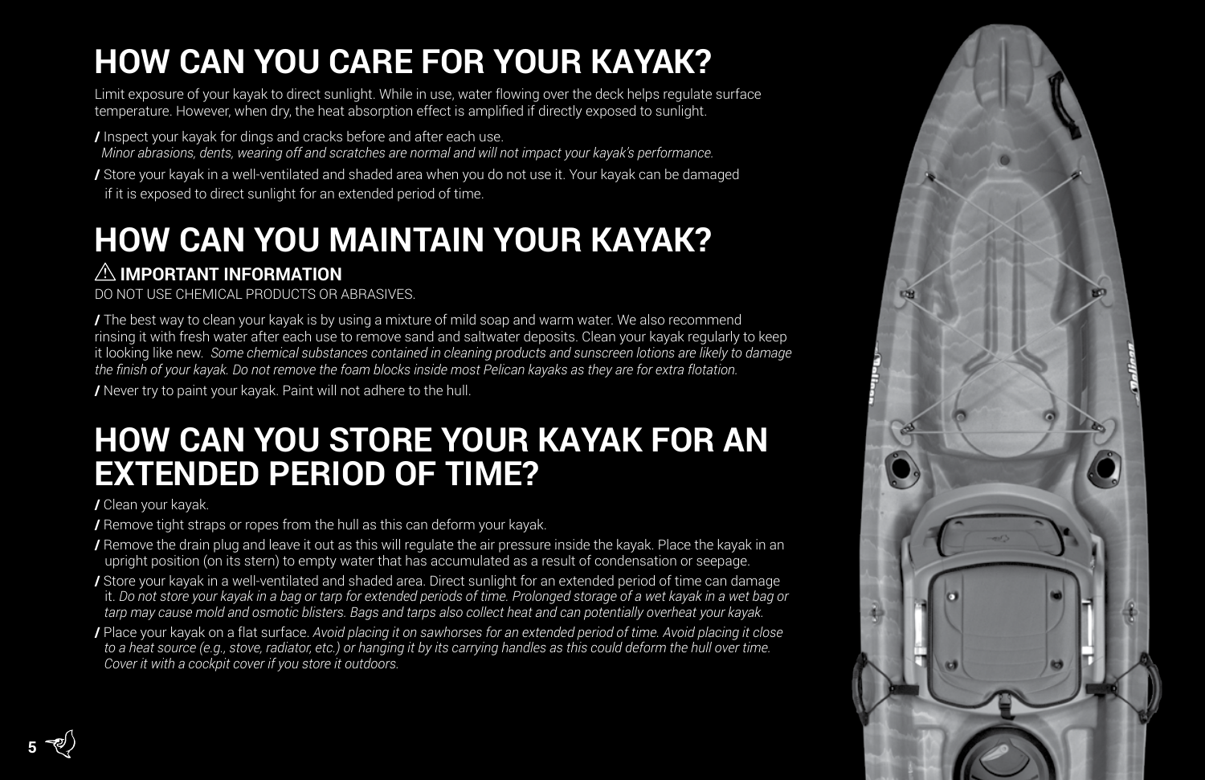# HOW CAN YOU CARE FOR YOUR KAYAK?

Limit exposure of your kayak to direct sunlight. While in use, water flowing over the deck helps regulate surface temperature. However, when dry, the heat absorption effect is amplified if directly exposed to sunlight.

/ Inspect your kayak for dings and cracks before and after each use.
*Minor abrasions, dents, wearing off and scratches are normal and will not impact your kayak's performance.*

/ Store your kayak in a well-ventilated and shaded area when you do not use it. Your kayak can be damaged if it is exposed to direct sunlight for an extended period of time.

# HOW CAN YOU MAINTAIN YOUR KAYAK?

### ⚠ IMPORTANT INFORMATION

DO NOT USE CHEMICAL PRODUCTS OR ABRASIVES.

/ The best way to clean your kayak is by using a mixture of mild soap and warm water. We also recommend rinsing it with fresh water after each use to remove sand and saltwater deposits. Clean your kayak regularly to keep it looking like new. *Some chemical substances contained in cleaning products and sunscreen lotions are likely to damage the finish of your kayak. Do not remove the foam blocks inside most Pelican kayaks as they are for extra flotation.*

/ Never try to paint your kayak. Paint will not adhere to the hull.

# HOW CAN YOU STORE YOUR KAYAK FOR AN EXTENDED PERIOD OF TIME?

/ Clean your kayak.

/ Remove tight straps or ropes from the hull as this can deform your kayak.

/ Remove the drain plug and leave it out as this will regulate the air pressure inside the kayak. Place the kayak in an upright position (on its stern) to empty water that has accumulated as a result of condensation or seepage.

/ Store your kayak in a well-ventilated and shaded area. Direct sunlight for an extended period of time can damage it. *Do not store your kayak in a bag or tarp for extended periods of time. Prolonged storage of a wet kayak in a wet bag or tarp may cause mold and osmotic blisters. Bags and tarps also collect heat and can potentially overheat your kayak.*

/ Place your kayak on a flat surface. *Avoid placing it on sawhorses for an extended period of time. Avoid placing it close to a heat source (e.g., stove, radiator, etc.) or hanging it by its carrying handles as this could deform the hull over time. Cover it with a cockpit cover if you store it outdoors.*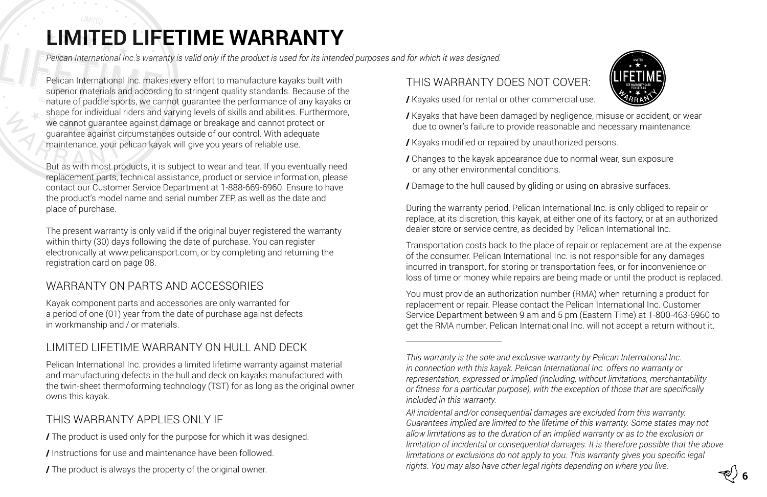# LIMITED LIFETIME WARRANTY

*Pelican International Inc.'s warranty is valid only if the product is used for its intended purposes and for which it was designed.*

Pelican International Inc. makes every effort to manufacture kayaks built with superior materials and according to stringent quality standards. Because of the nature of paddle sports, we cannot guarantee the performance of any kayaks or shape for individual riders and varying levels of skills and abilities. Furthermore, we cannot guarantee against damage or breakage and cannot protect or guarantee against circumstances outside of our control. With adequate maintenance, your pelican kayak will give you years of reliable use.

But as with most products, it is subject to wear and tear. If you eventually need replacement parts, technical assistance, product or service information, please contact our Customer Service Department at 1-888-669-6960. Ensure to have the product's model name and serial number ZEP, as well as the date and place of purchase.

The present warranty is only valid if the original buyer registered the warranty within thirty (30) days following the date of purchase. You can register electronically at www.pelicansport.com, or by completing and returning the registration card on page 08.

## WARRANTY ON PARTS AND ACCESSORIES

Kayak component parts and accessories are only warranted for a period of one (01) year from the date of purchase against defects in workmanship and / or materials.

## LIMITED LIFETIME WARRANTY ON HULL AND DECK

Pelican International Inc. provides a limited lifetime warranty against material and manufacturing defects in the hull and deck on kayaks manufactured with the twin-sheet thermoforming technology (TST) for as long as the original owner owns this kayak.

## THIS WARRANTY APPLIES ONLY IF

- The product is used only for the purpose for which it was designed.
- Instructions for use and maintenance have been followed.
- The product is always the property of the original owner.

## THIS WARRANTY DOES NOT COVER:

- Kayaks used for rental or other commercial use.
- Kayaks that have been damaged by negligence, misuse or accident, or wear due to owner's failure to provide reasonable and necessary maintenance.
- Kayaks modified or repaired by unauthorized persons.
- Changes to the kayak appearance due to normal wear, sun exposure or any other environmental conditions.
- Damage to the hull caused by gliding or using on abrasive surfaces.

During the warranty period, Pelican International Inc. is only obliged to repair or replace, at its discretion, this kayak, at either one of its factory, or at an authorized dealer store or service centre, as decided by Pelican International Inc.

Transportation costs back to the place of repair or replacement are at the expense of the consumer. Pelican International Inc. is not responsible for any damages incurred in transport, for storing or transportation fees, or for inconvenience or loss of time or money while repairs are being made or until the product is replaced.

You must provide an authorization number (RMA) when returning a product for replacement or repair. Please contact the Pelican International Inc. Customer Service Department between 9 am and 5 pm (Eastern Time) at 1-800-463-6960 to get the RMA number. Pelican International Inc. will not accept a return without it.

---

*This warranty is the sole and exclusive warranty by Pelican International Inc. in connection with this kayak. Pelican International Inc. offers no warranty or representation, expressed or implied (including, without limitations, merchantability or fitness for a particular purpose), with the exception of those that are specifically included in this warranty.*

*All incidental and/or consequential damages are excluded from this warranty. Guarantees implied are limited to the lifetime of this warranty. Some states may not allow limitations as to the duration of an implied warranty or as to the exclusion or limitation of incidental or consequential damages. It is therefore possible that the above limitations or exclusions do not apply to you. This warranty gives you specific legal rights. You may also have other legal rights depending on where you live.*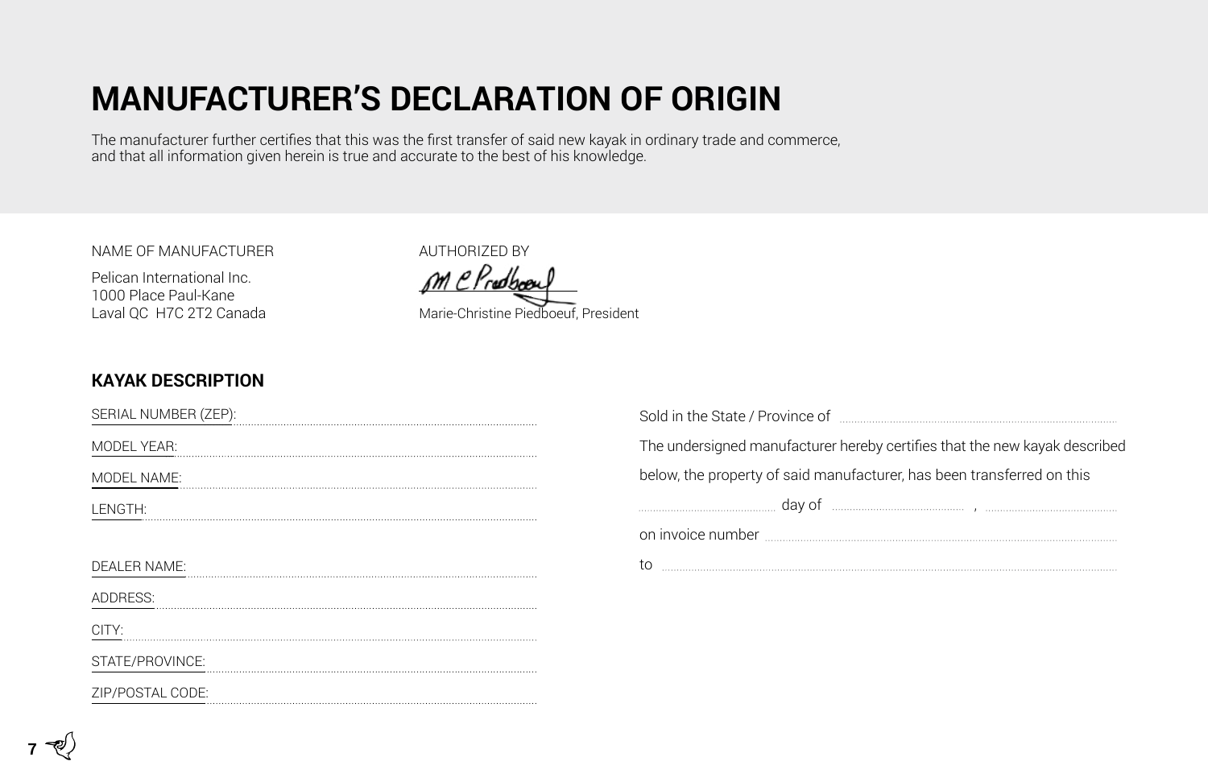# MANUFACTURER'S DECLARATION OF ORIGIN

The manufacturer further certifies that this was the first transfer of said new kayak in ordinary trade and commerce, and that all information given herein is true and accurate to the best of his knowledge.

NAME OF MANUFACTURER

Pelican International Inc.
1000 Place Paul-Kane
Laval QC H7C 2T2 Canada

AUTHORIZED BY

M C Piedboeuf

Marie-Christine Piedboeuf, President

## KAYAK DESCRIPTION

SERIAL NUMBER (ZEP): ..............................

MODEL YEAR: ..............................

MODEL NAME: ..............................

LENGTH: ..............................

DEALER NAME: ..............................

ADDRESS: ..............................

CITY: ..............................

STATE/PROVINCE: ..............................

ZIP/POSTAL CODE: ..............................

Sold in the State / Province of ..............................

The undersigned manufacturer hereby certifies that the new kayak described below, the property of said manufacturer, has been transferred on this

.............. day of .............. , ..............

on invoice number ..............................

to ..............................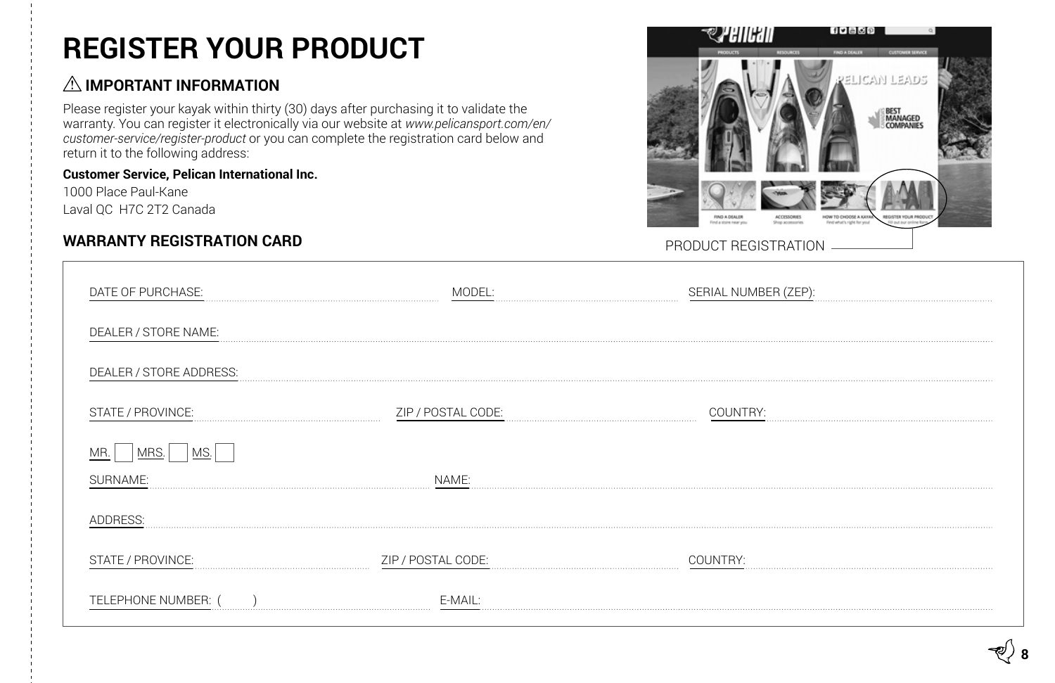# REGISTER YOUR PRODUCT

### ⚠ IMPORTANT INFORMATION

Please register your kayak within thirty (30) days after purchasing it to validate the warranty. You can register it electronically via our website at *www.pelicansport.com/en/customer-service/register-product* or you can complete the registration card below and return it to the following address:

**Customer Service, Pelican International Inc.**
1000 Place Paul-Kane
Laval QC  H7C 2T2 Canada

PRODUCT REGISTRATION

### WARRANTY REGISTRATION CARD

DATE OF PURCHASE: ................................ MODEL: ................................ SERIAL NUMBER (ZEP): ................................

DEALER / STORE NAME: ................................................................

DEALER / STORE ADDRESS: ................................................................

STATE / PROVINCE: ................................ ZIP / POSTAL CODE: ................................ COUNTRY: ................................

MR. ☐ MRS. ☐ MS. ☐

SURNAME: ................................ NAME: ................................

ADDRESS: ................................................................

STATE / PROVINCE: ................................ ZIP / POSTAL CODE: ................................ COUNTRY: ................................

TELEPHONE NUMBER: (      ) ................................ E-MAIL: ................................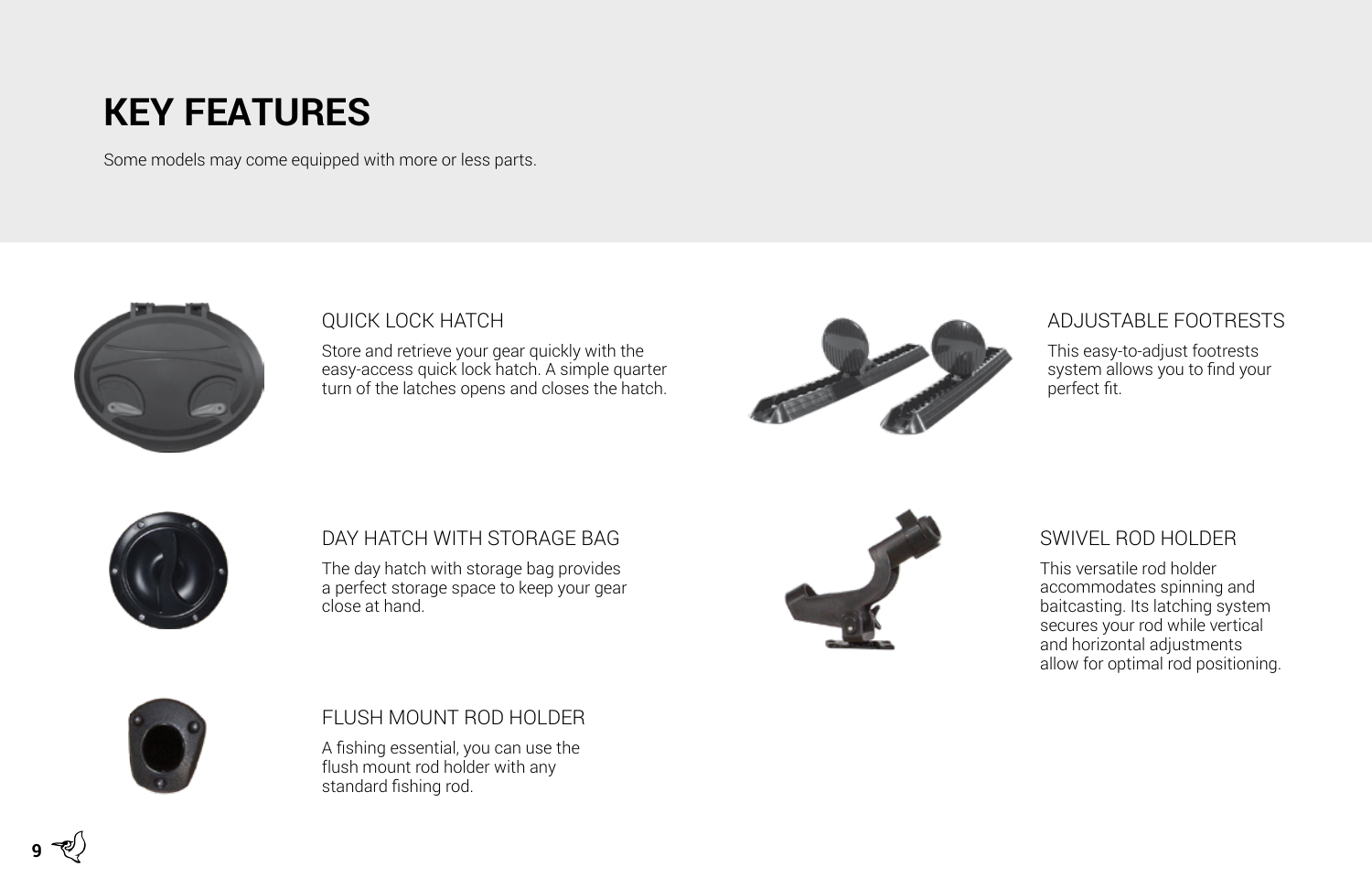# KEY FEATURES

Some models may come equipped with more or less parts.

### QUICK LOCK HATCH

Store and retrieve your gear quickly with the easy-access quick lock hatch. A simple quarter turn of the latches opens and closes the hatch.

### ADJUSTABLE FOOTRESTS

This easy-to-adjust footrests system allows you to find your perfect fit.

### DAY HATCH WITH STORAGE BAG

The day hatch with storage bag provides a perfect storage space to keep your gear close at hand.

### SWIVEL ROD HOLDER

This versatile rod holder accommodates spinning and baitcasting. Its latching system secures your rod while vertical and horizontal adjustments allow for optimal rod positioning.

### FLUSH MOUNT ROD HOLDER

A fishing essential, you can use the flush mount rod holder with any standard fishing rod.